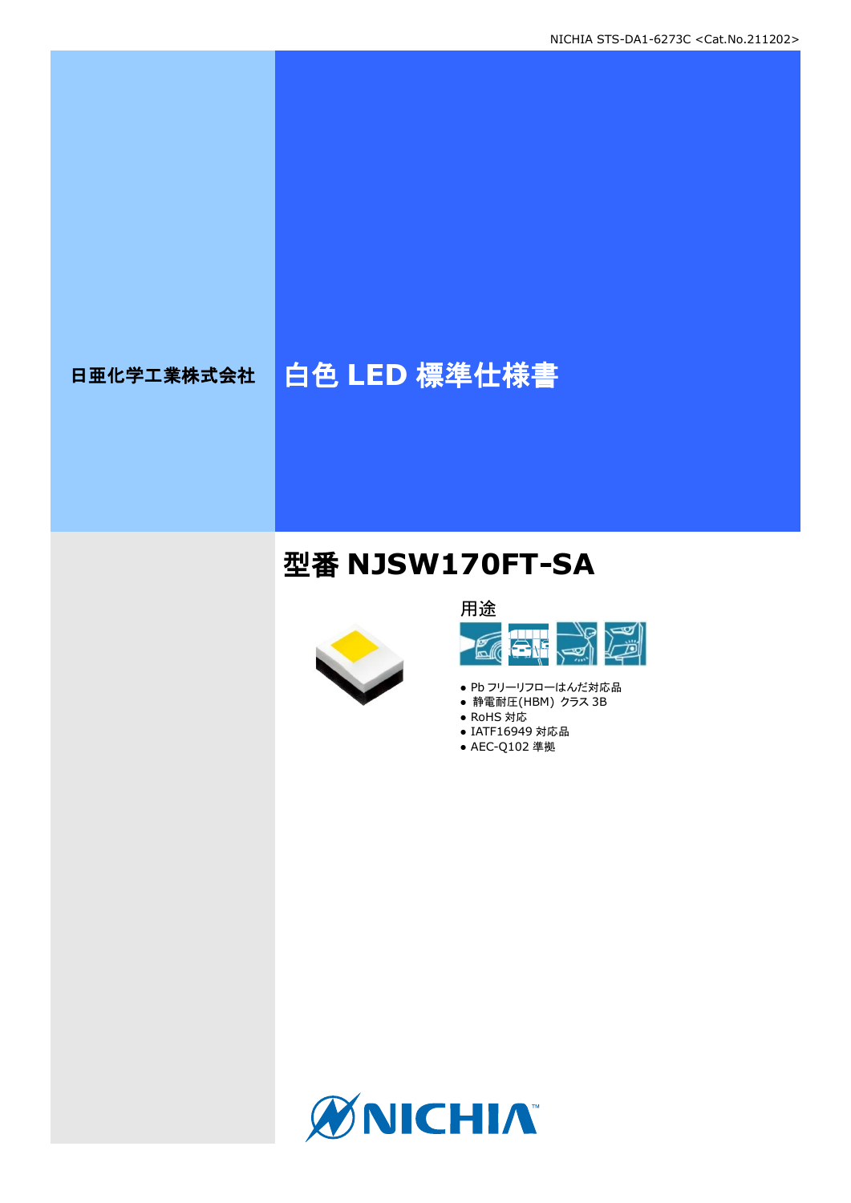NICHIA STS-DA1-6273C <Cat.No.211202>

日亜化学工業株式会社

# 白色 LED 標準仕様書

## 型番 NJSW170FT-SA

用途

- Pb フリーリフローはんだ対応品
- 静電耐圧(HBM) クラス 3B
- RoHS 対応
- IATF16949 対応品
- AEC-Q102 準拠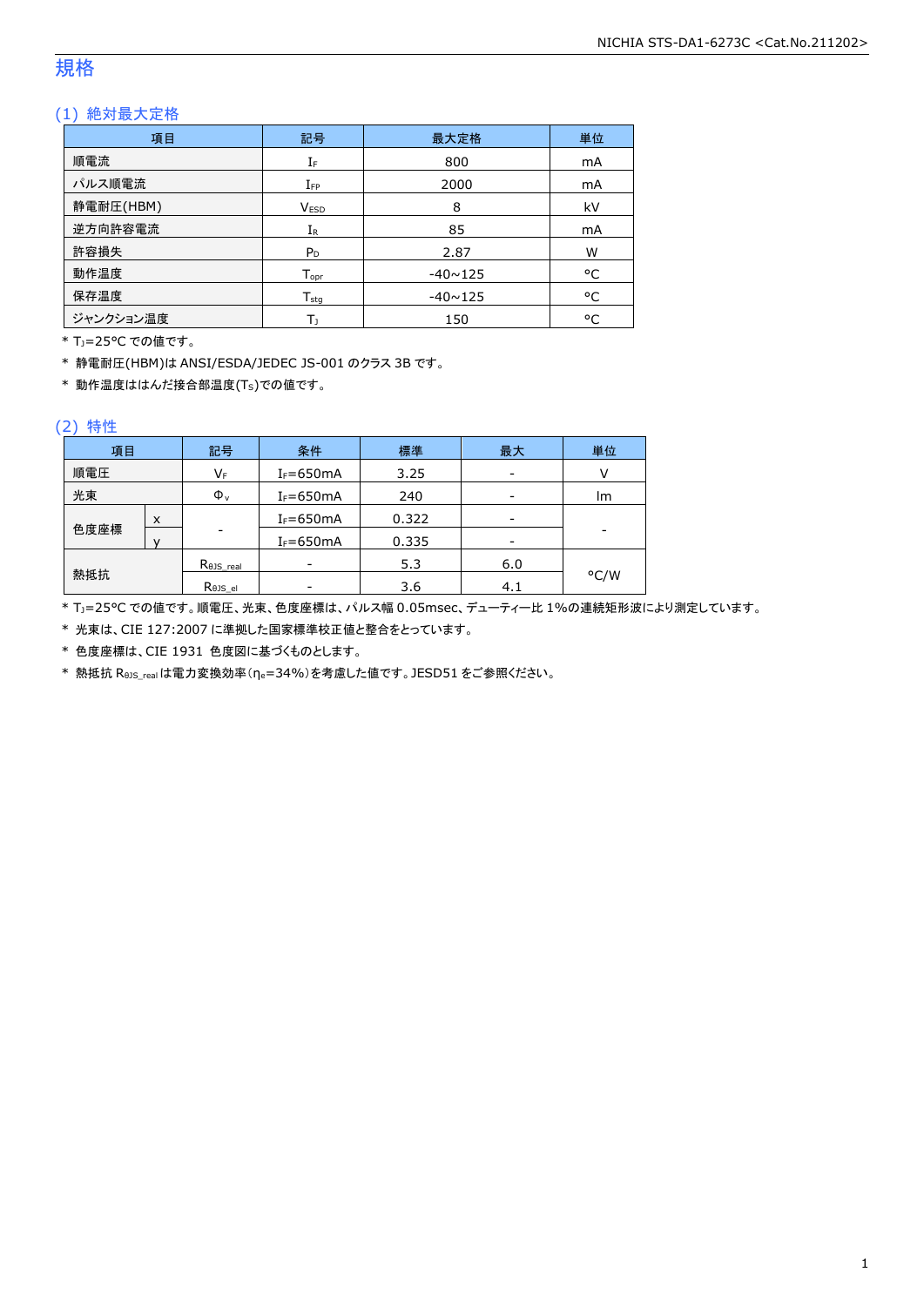# 規格

## (1) 絶対最大定格

| 項目 | 記号 | 最大定格 | 単位 |
|---|---|---|---|
| 順電流 | $I_F$ | 800 | mA |
| パルス順電流 | $I_{FP}$ | 2000 | mA |
| 静電耐圧(HBM) | $V_{ESD}$ | 8 | kV |
| 逆方向許容電流 | $I_R$ | 85 | mA |
| 許容損失 | $P_D$ | 2.87 | W |
| 動作温度 | $T_{opr}$ | -40~125 | °C |
| 保存温度 | $T_{stg}$ | -40~125 | °C |
| ジャンクション温度 | $T_J$ | 150 | °C |

\* $T_J$=25°C での値です。

\* 静電耐圧(HBM)は ANSI/ESDA/JEDEC JS-001 のクラス 3B です。

\* 動作温度ははんだ接合部温度($T_S$)での値です。

## (2) 特性

| 項目 | | 記号 | 条件 | 標準 | 最大 | 単位 |
|---|---|---|---|---|---|---|
| 順電圧 | | $V_F$ | $I_F$=650mA | 3.25 | - | V |
| 光束 | | $\Phi_v$ | $I_F$=650mA | 240 | - | lm |
| 色度座標 | x | - | $I_F$=650mA | 0.322 | - | - |
| | y | | $I_F$=650mA | 0.335 | - | |
| 熱抵抗 | | $R_{\theta JS\_real}$ | - | 5.3 | 6.0 | °C/W |
| | | $R_{\theta JS\_el}$ | - | 3.6 | 4.1 | |

\* $T_J$=25°C での値です。順電圧、光束、色度座標は、パルス幅 0.05msec、デューティー比 1%の連続矩形波により測定しています。

\* 光束は、CIE 127:2007 に準拠した国家標準校正値と整合をとっています。

\* 色度座標は、CIE 1931 色度図に基づくものとします。

\* 熱抵抗 $R_{\theta JS\_real}$ は電力変換効率($\eta_e$=34%)を考慮した値です。JESD51 をご参照ください。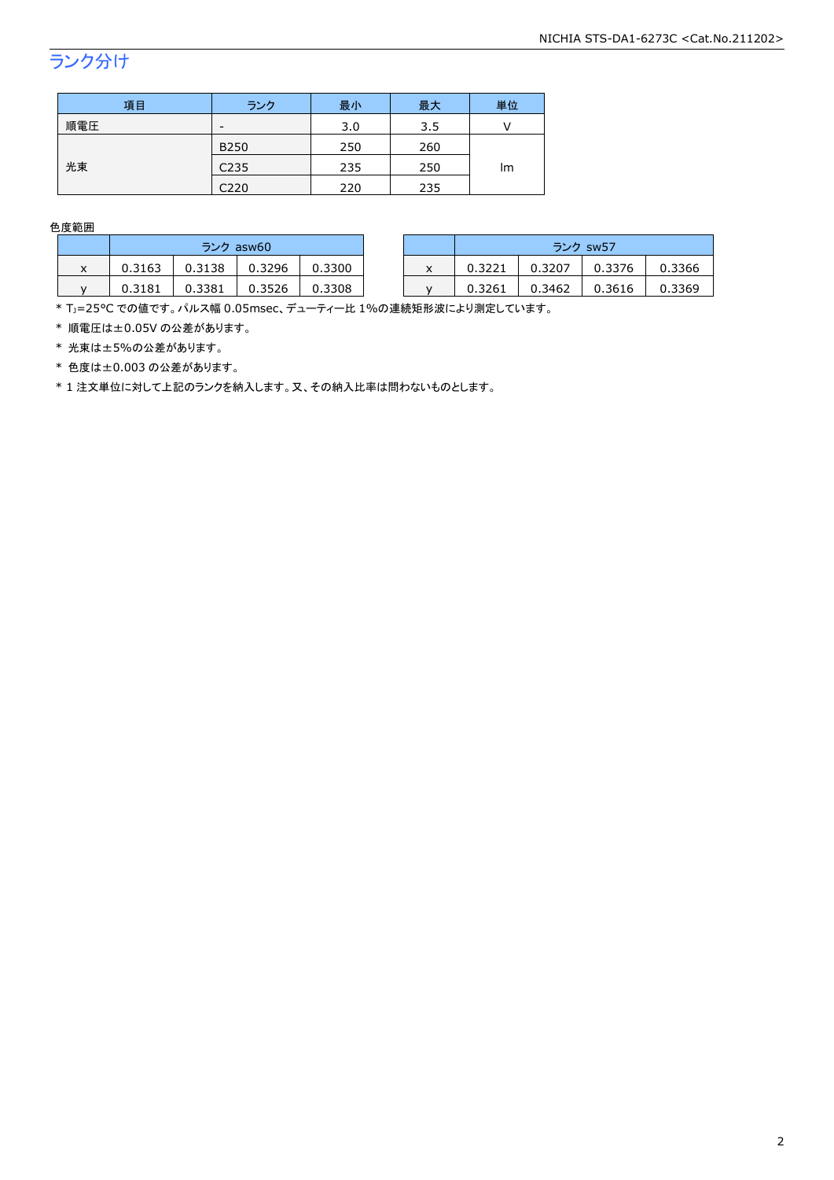## ランク分け

| 項目 | ランク | 最小 | 最大 | 単位 |
|---|---|---|---|---|
| 順電圧 | - | 3.0 | 3.5 | V |
| 光束 | B250 | 250 | 260 | lm |
| | C235 | 235 | 250 | |
| | C220 | 220 | 235 | |

色度範囲

| | ランク asw60 | | | |
|---|---|---|---|---|
| x | 0.3163 | 0.3138 | 0.3296 | 0.3300 |
| y | 0.3181 | 0.3381 | 0.3526 | 0.3308 |

| | ランク sw57 | | | |
|---|---|---|---|---|
| x | 0.3221 | 0.3207 | 0.3376 | 0.3366 |
| y | 0.3261 | 0.3462 | 0.3616 | 0.3369 |

* $T_J$=25°C での値です。パルス幅 0.05msec、デューティー比 1%の連続矩形波により測定しています。
* 順電圧は±0.05V の公差があります。
* 光束は±5%の公差があります。
* 色度は±0.003 の公差があります。
* 1 注文単位に対して上記のランクを納入します。又、その納入比率は問わないものとします。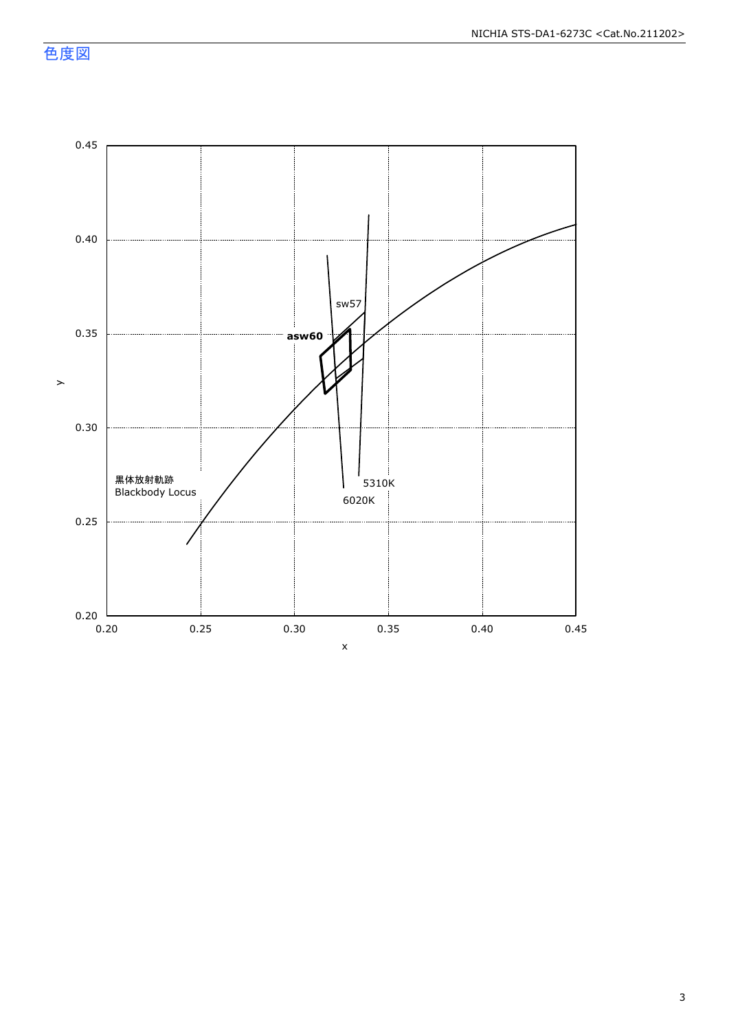## 色度図

0.45

0.40

0.35

0.30

0.25

0.20

y

0.20 0.25 0.30 0.35 0.40 0.45

x

sw57

**asw60**

5310K

6020K

黒体放射軌跡
Blackbody Locus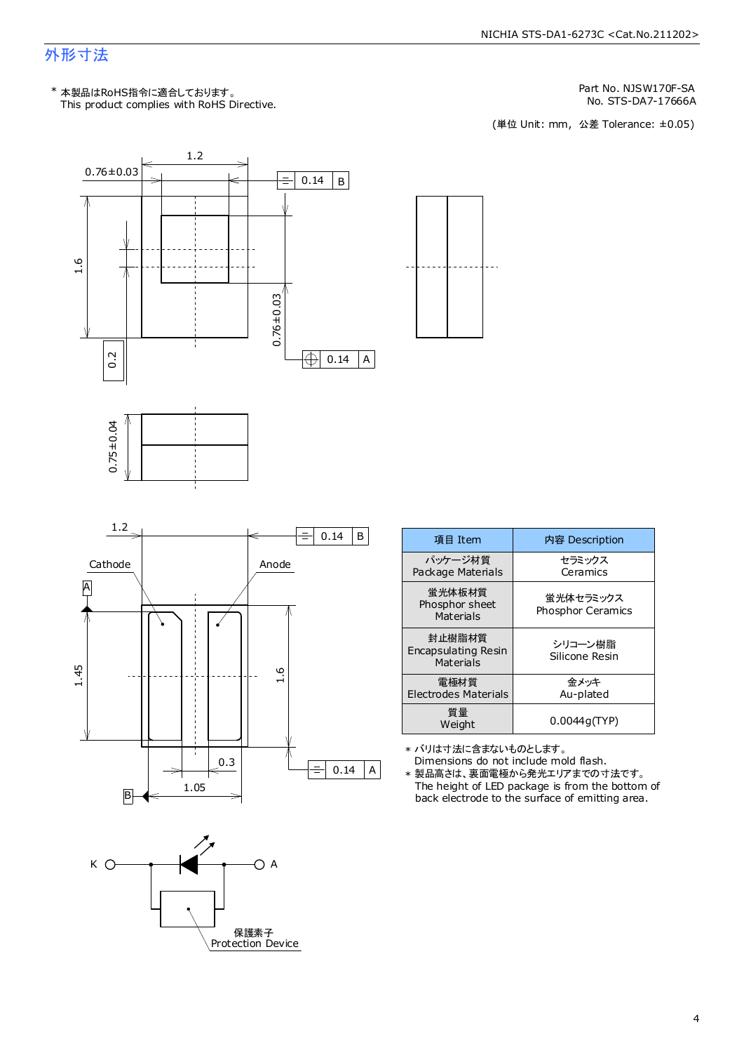# 外形寸法

\* 本製品はRoHS指令に適合しております。
This product complies with RoHS Directive.

Part No. NJSW170F-SA
No. STS-DA7-17666A

(単位 Unit: mm, 公差 Tolerance: ±0.05)

1.2
0.76±0.03
0.14 B
1.6
0.2
0.76±0.03
0.14 A
0.75±0.04

1.2
0.14 B
Cathode
Anode
A
1.45
1.6
0.3
1.05
0.14 A
B

K A
保護素子
Protection Device

| 項目 Item | 内容 Description |
|---|---|
| パッケージ材質 Package Materials | セラミックス Ceramics |
| 蛍光体板材質 Phosphor sheet Materials | 蛍光体セラミックス Phosphor Ceramics |
| 封止樹脂材質 Encapsulating Resin Materials | シリコーン樹脂 Silicone Resin |
| 電極材質 Electrodes Materials | 金メッキ Au-plated |
| 質量 Weight | 0.0044g(TYP) |

\* バリは寸法に含まないものとします。
Dimensions do not include mold flash.

\* 製品高さは、裏面電極から発光エリアまでの寸法です。
The height of LED package is from the bottom of back electrode to the surface of emitting area.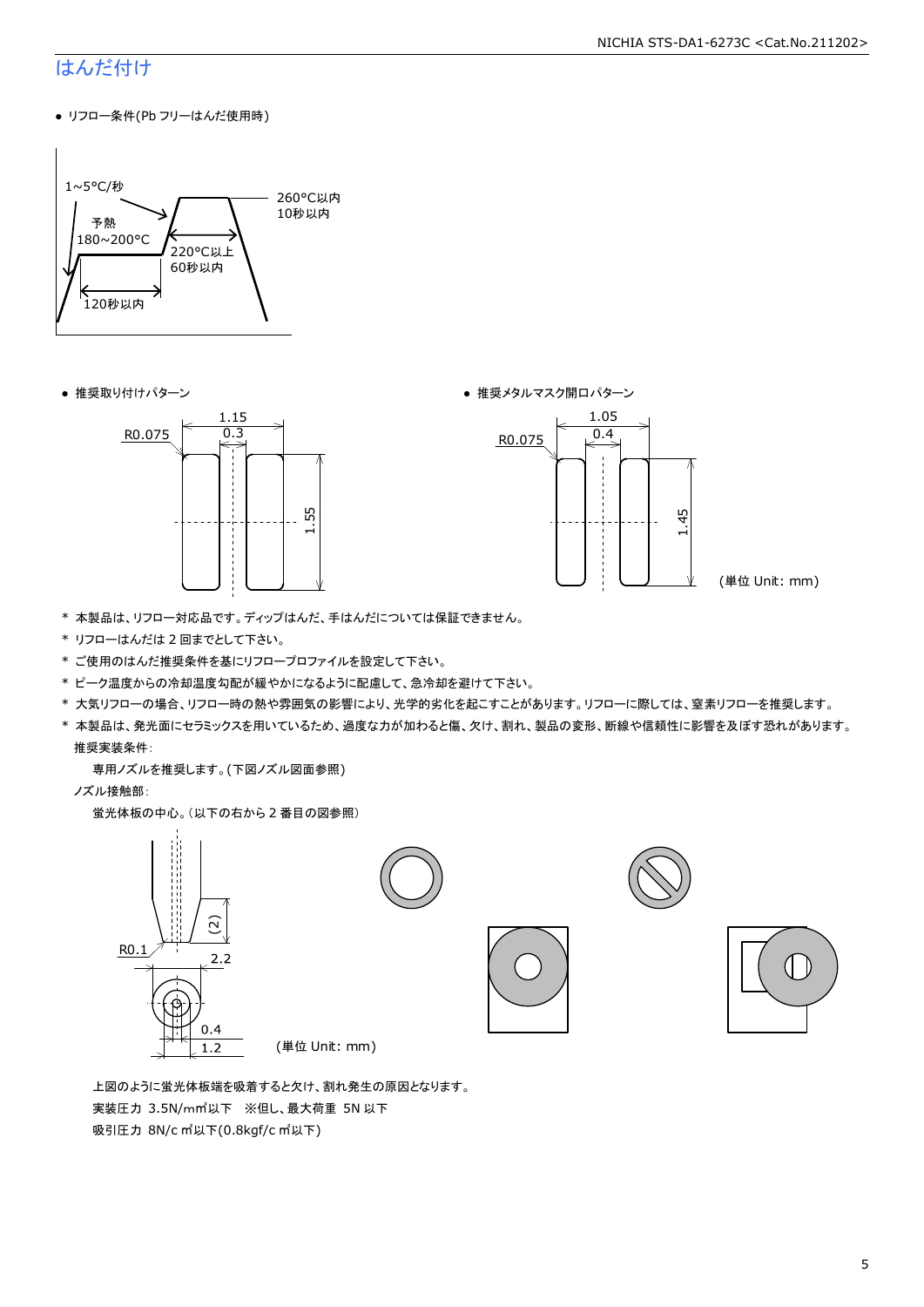# はんだ付け

- リフロー条件(Pb フリーはんだ使用時)

1~5°C/秒
予熱
180~200°C
120秒以内
260°C以内
10秒以内
220°C以上
60秒以内

- 推奨取り付けパターン

R0.075
1.15
0.3
1.55

- 推奨メタルマスク開口パターン

R0.075
1.05
0.4
1.45

(単位 Unit: mm)

\* 本製品は、リフロー対応品です。ディップはんだ、手はんだについては保証できません。
\* リフローはんだは 2 回までとして下さい。
\* ご使用のはんだ推奨条件を基にリフロープロファイルを設定して下さい。
\* ピーク温度からの冷却温度勾配が緩やかになるように配慮して、急冷却を避けて下さい。
\* 大気リフローの場合、リフロー時の熱や雰囲気の影響により、光学的劣化を起こすことがあります。リフローに際しては、窒素リフローを推奨します。
\* 本製品は、発光面にセラミックスを用いているため、過度な力が加わると傷、欠け、割れ、製品の変形、断線や信頼性に影響を及ぼす恐れがあります。

推奨実装条件:

専用ノズルを推奨します。(下図ノズル図面参照)

ノズル接触部:

蛍光体板の中心。(以下の右から 2 番目の図参照)

R0.1
(2)
2.2
0.4
1.2

(単位 Unit: mm)

上図のように蛍光体板端を吸着すると欠け、割れ発生の原因となります。

実装圧力 3.5N/mm²以下 ※但し、最大荷重 5N 以下

吸引圧力 8N/c m²以下(0.8kgf/c m²以下)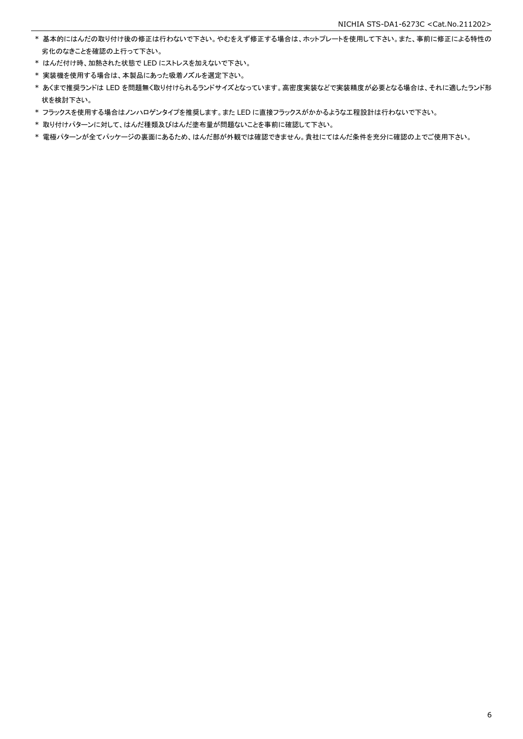* 基本的にはんだの取り付け後の修正は行わないで下さい。やむをえず修正する場合は、ホットプレートを使用して下さい。また、事前に修正による特性の劣化のなきことを確認の上行って下さい。
* はんだ付け時、加熱された状態で LED にストレスを加えないで下さい。
* 実装機を使用する場合は、本製品にあった吸着ノズルを選定下さい。
* あくまで推奨ランドは LED を問題無く取り付けられるランドサイズとなっています。高密度実装などで実装精度が必要となる場合は、それに適したランド形状を検討下さい。
* フラックスを使用する場合はノンハロゲンタイプを推奨します。また LED に直接フラックスがかかるような工程設計は行わないで下さい。
* 取り付けパターンに対して、はんだ種類及びはんだ塗布量が問題ないことを事前に確認して下さい。
* 電極パターンが全てパッケージの裏面にあるため、はんだ部が外観では確認できません。貴社にてはんだ条件を充分に確認の上でご使用下さい。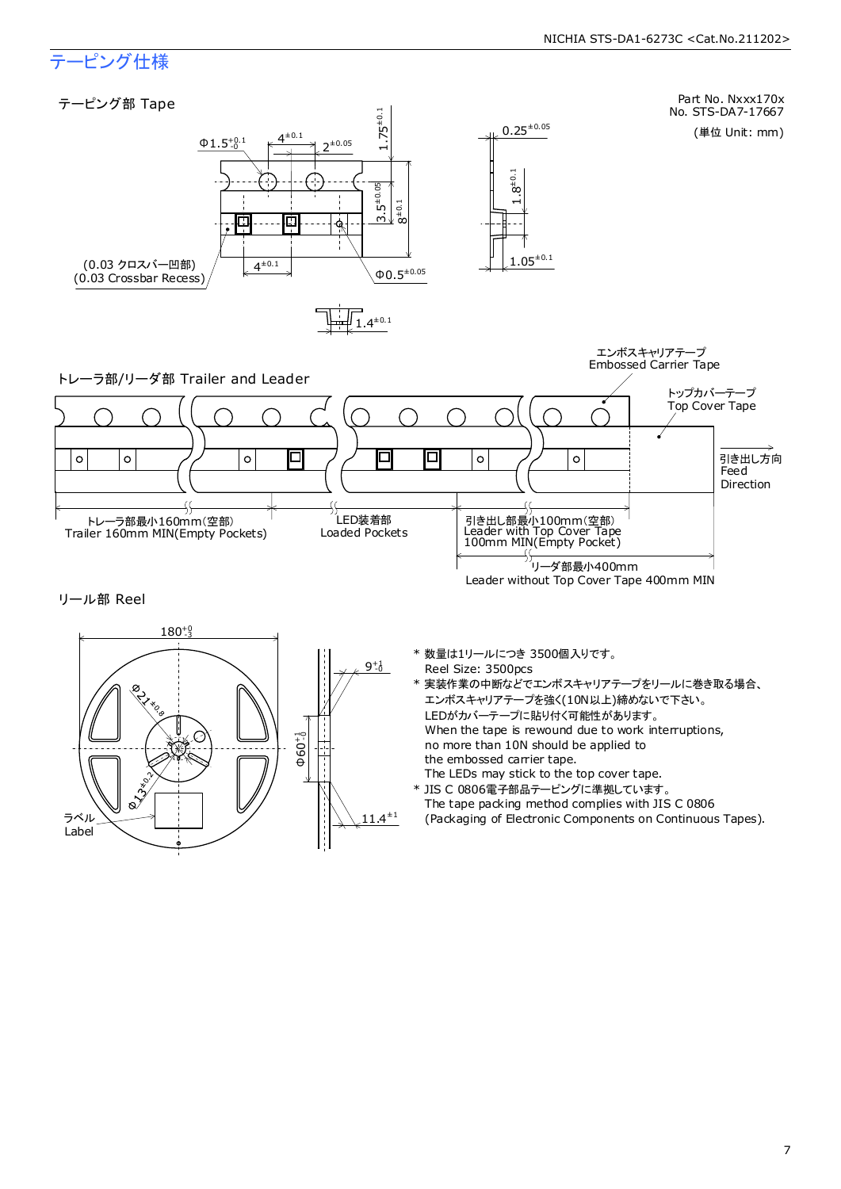## テーピング仕様

Part No. Nxxx170x
No. STS-DA7-17667

(単位 Unit: mm)

### テーピング部 Tape

$\Phi 1.5^{+0.1}_{-0}$

$4^{\pm 0.1}$

$2^{\pm 0.05}$

$1.75^{\pm 0.1}$

$3.5^{\pm 0.05}$

$8^{\pm 0.1}$

$0.25^{\pm 0.05}$

$1.8^{\pm 0.1}$

$1.05^{\pm 0.1}$

(0.03 クロスバー凹部)
(0.03 Crossbar Recess)

$4^{\pm 0.1}$

$\Phi 0.5^{\pm 0.05}$

$1.4^{\pm 0.1}$

### トレーラ部/リーダ部 Trailer and Leader

エンボスキャリアテープ
Embossed Carrier Tape

トップカバーテープ
Top Cover Tape

引き出し方向
Feed
Direction

トレーラ部最小160mm(空部)
Trailer 160mm MIN(Empty Pockets)

LED装着部
Loaded Pockets

引き出し部最小100mm(空部)
Leader with Top Cover Tape
100mm MIN(Empty Pocket)

リーダ部最小400mm
Leader without Top Cover Tape 400mm MIN

### リール部 Reel

$180^{+0}_{-3}$

$\Phi 21^{\pm 0.8}$

$\Phi 13^{\pm 0.2}$

$9^{+1}_{-0}$

$\Phi 60^{+1}_{-0}$

$11.4^{\pm 1}$

ラベル
Label

* 数量は1リールにつき 3500個入りです。
  Reel Size: 3500pcs
* 実装作業の中断などでエンボスキャリアテープをリールに巻き取る場合、
  エンボスキャリアテープを強く(10N以上)締めないで下さい。
  LEDがカバーテープに貼り付く可能性があります。
  When the tape is rewound due to work interruptions,
  no more than 10N should be applied to
  the embossed carrier tape.
  The LEDs may stick to the top cover tape.
* JIS C 0806電子部品テーピングに準拠しています。
  The tape packing method complies with JIS C 0806
  (Packaging of Electronic Components on Continuous Tapes).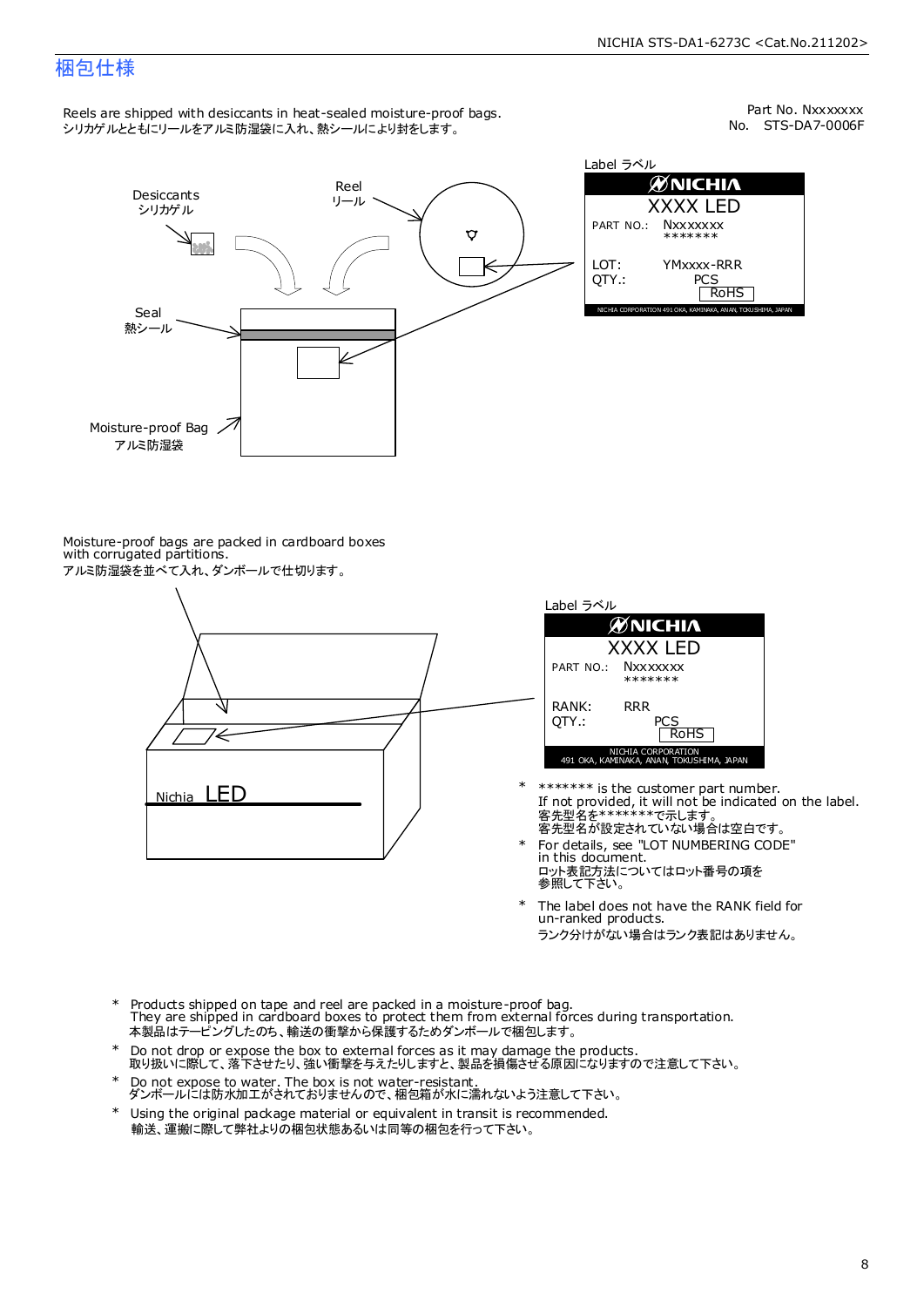# 梱包仕様

Part No. Nxxxxxxx
No. STS-DA7-0006F

Reels are shipped with desiccants in heat-sealed moisture-proof bags.
シリカゲルとともにリールをアルミ防湿袋に入れ、熱シールにより封をします。

Desiccants
シリカゲル

Reel
リール

Seal
熱シール

Moisture-proof Bag
アルミ防湿袋

Label ラベル

NICHIA
XXXX LED
PART NO.: Nxxxxxxx
*******
LOT: YMxxxx-RRR
QTY.: PCS
RoHS
NICHIA CORPORATION 491 OKA, KAMINAKA, ANAN, TOKUSHIMA, JAPAN

Moisture-proof bags are packed in cardboard boxes with corrugated partitions.
アルミ防湿袋を並べて入れ、ダンボールで仕切ります。

Nichia LED

Label ラベル

NICHIA
XXXX LED
PART NO.: Nxxxxxxx
*******
RANK: RRR
QTY.: PCS
RoHS
NICHIA CORPORATION
491 OKA, KAMINAKA, ANAN, TOKUSHIMA, JAPAN

- \******* is the customer part number.
  If not provided, it will not be indicated on the label.
  客先型名を*******で示します。
  客先型名が設定されていない場合は空白です。
- For details, see "LOT NUMBERING CODE" in this document.
  ロット表記方法についてはロット番号の項を参照して下さい。
- The label does not have the RANK field for un-ranked products.
  ランク分けがない場合はランク表記はありません。

- Products shipped on tape and reel are packed in a moisture-proof bag.
  They are shipped in cardboard boxes to protect them from external forces during transportation.
  本製品はテーピングしたのち、輸送の衝撃から保護するためダンボールで梱包します。
- Do not drop or expose the box to external forces as it may damage the products.
  取り扱いに際して、落下させたり、強い衝撃を与えたりしますと、製品を損傷させる原因になりますので注意して下さい。
- Do not expose to water. The box is not water-resistant.
  ダンボールには防水加工がされておりませんので、梱包箱が水に濡れないよう注意して下さい。
- Using the original package material or equivalent in transit is recommended.
  輸送、運搬に際して弊社よりの梱包状態あるいは同等の梱包を行って下さい。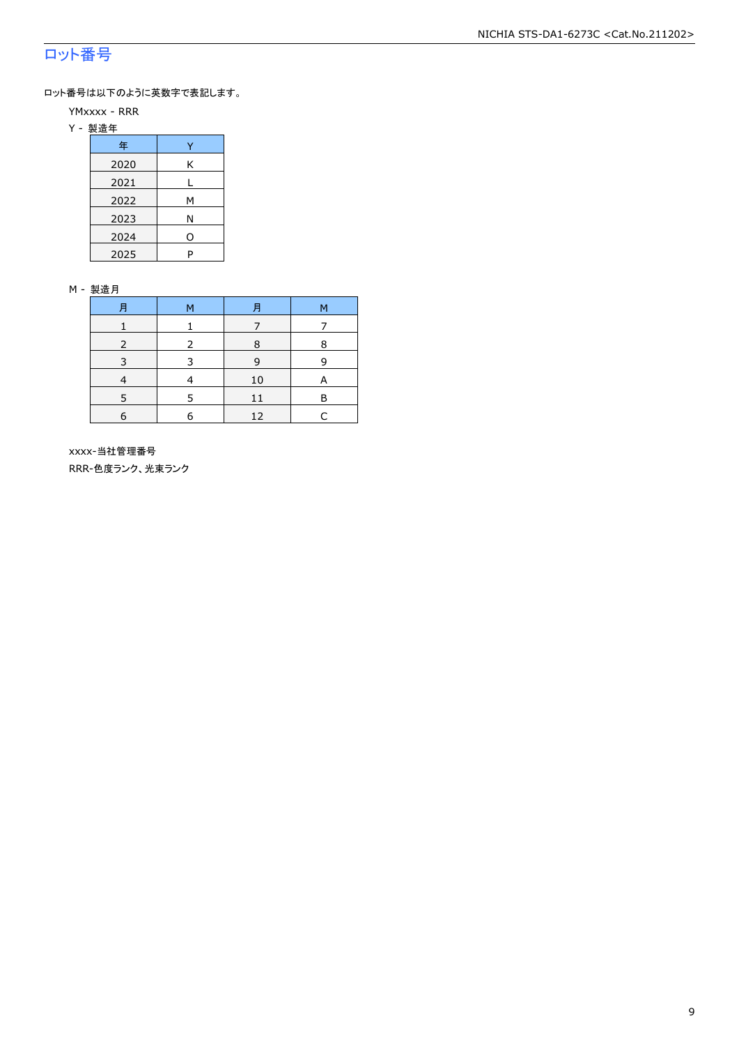## ロット番号

ロット番号は以下のように英数字で表記します。

YMxxxx - RRR

Y - 製造年

| 年 | Y |
|---|---|
| 2020 | K |
| 2021 | L |
| 2022 | M |
| 2023 | N |
| 2024 | O |
| 2025 | P |

M - 製造月

| 月 | M | 月 | M |
|---|---|---|---|
| 1 | 1 | 7 | 7 |
| 2 | 2 | 8 | 8 |
| 3 | 3 | 9 | 9 |
| 4 | 4 | 10 | A |
| 5 | 5 | 11 | B |
| 6 | 6 | 12 | C |

xxxx-当社管理番号

RRR-色度ランク、光束ランク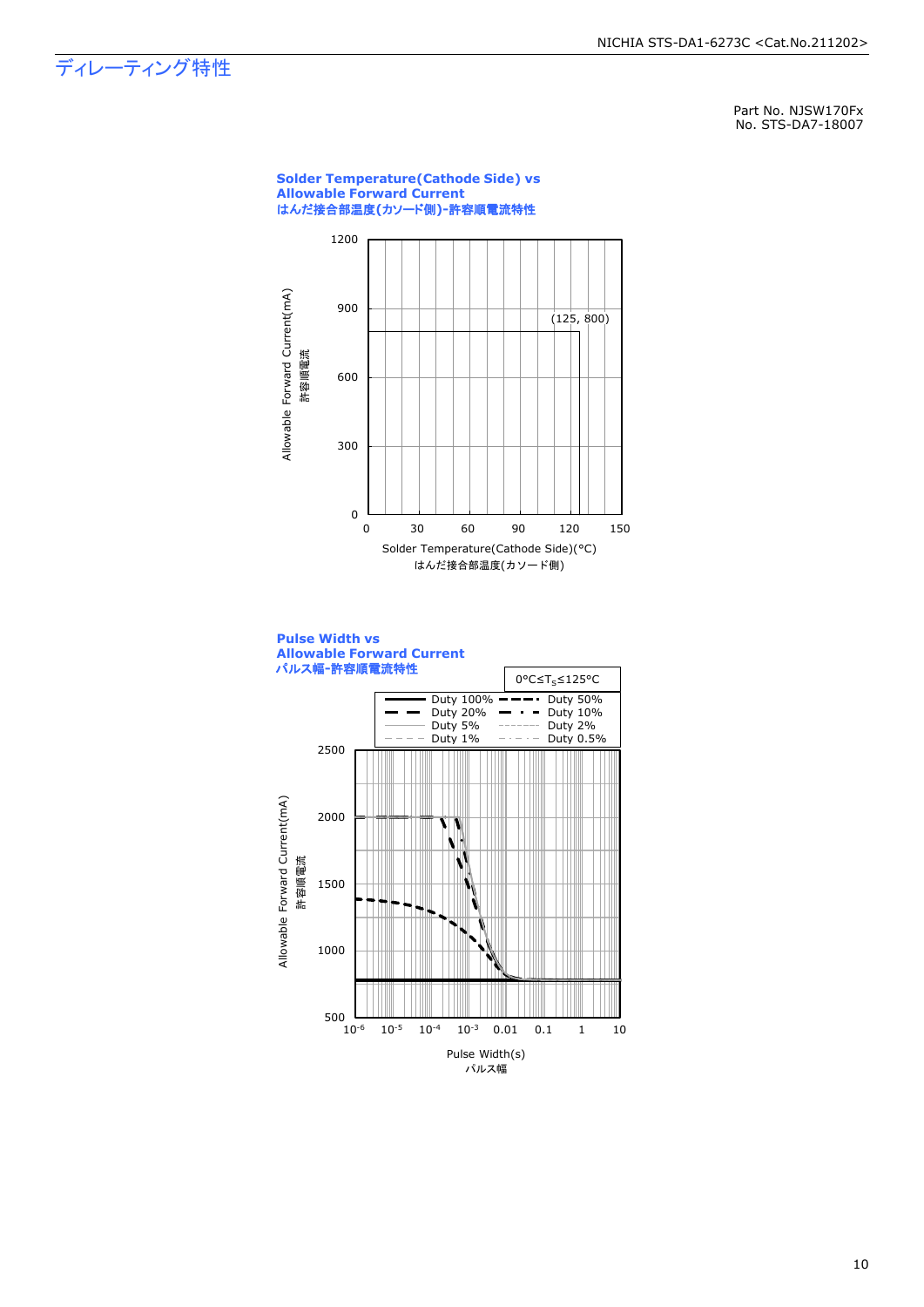# ディレーティング特性

Part No. NJSW170Fx
No. STS-DA7-18007

**Solder Temperature(Cathode Side) vs Allowable Forward Current**
**はんだ接合部温度(カソード側)-許容順電流特性**

Allowable Forward Current(mA)
許容順電流

(125, 800)

Solder Temperature(Cathode Side)(°C)
はんだ接合部温度(カソード側)

**Pulse Width vs Allowable Forward Current**
**パルス幅-許容順電流特性**

$0°C \leq T_S \leq 125°C$

Duty 100%, Duty 50%, Duty 20%, Duty 10%, Duty 5%, Duty 2%, Duty 1%, Duty 0.5%

Allowable Forward Current(mA)
許容順電流

Pulse Width(s)
パルス幅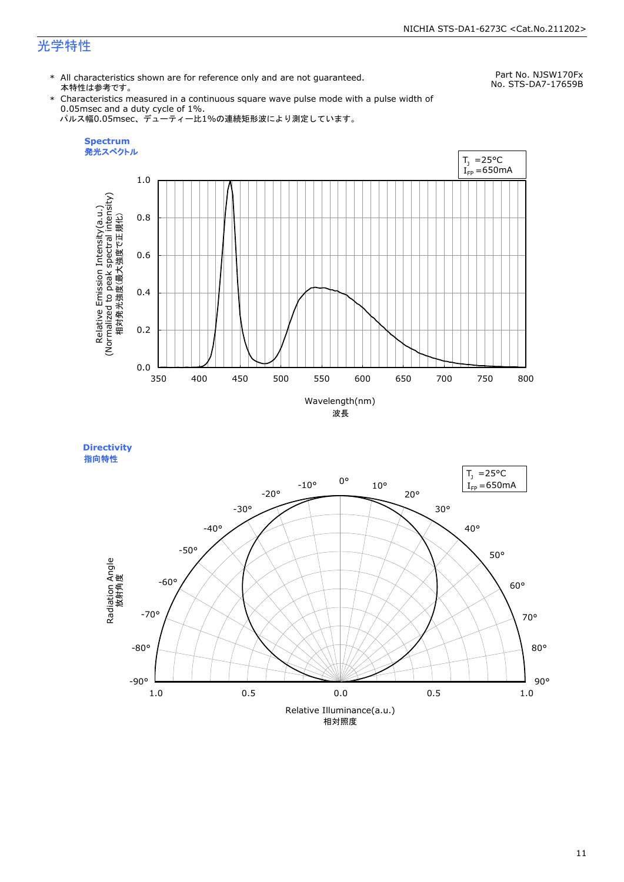# 光学特性

Part No. NJSW170Fx
No. STS-DA7-17659B

* All characteristics shown are for reference only and are not guaranteed.
  本特性は参考です。
* Characteristics measured in a continuous square wave pulse mode with a pulse width of 0.05msec and a duty cycle of 1%.
  パルス幅0.05msec、デューティー比1%の連続矩形波により測定しています。

**Spectrum**
**発光スペクトル**

$T_J$ =25°C
$I_{FP}$ =650mA

Relative Emission Intensity(a.u.)
(Normalized to peak spectral intensity)
相対発光強度(最大強度で正規化)

Wavelength(nm)
波長

**Directivity**
**指向特性**

$T_J$ =25°C
$I_{FP}$ =650mA

Radiation Angle
放射角度

Relative Illuminance(a.u.)
相対照度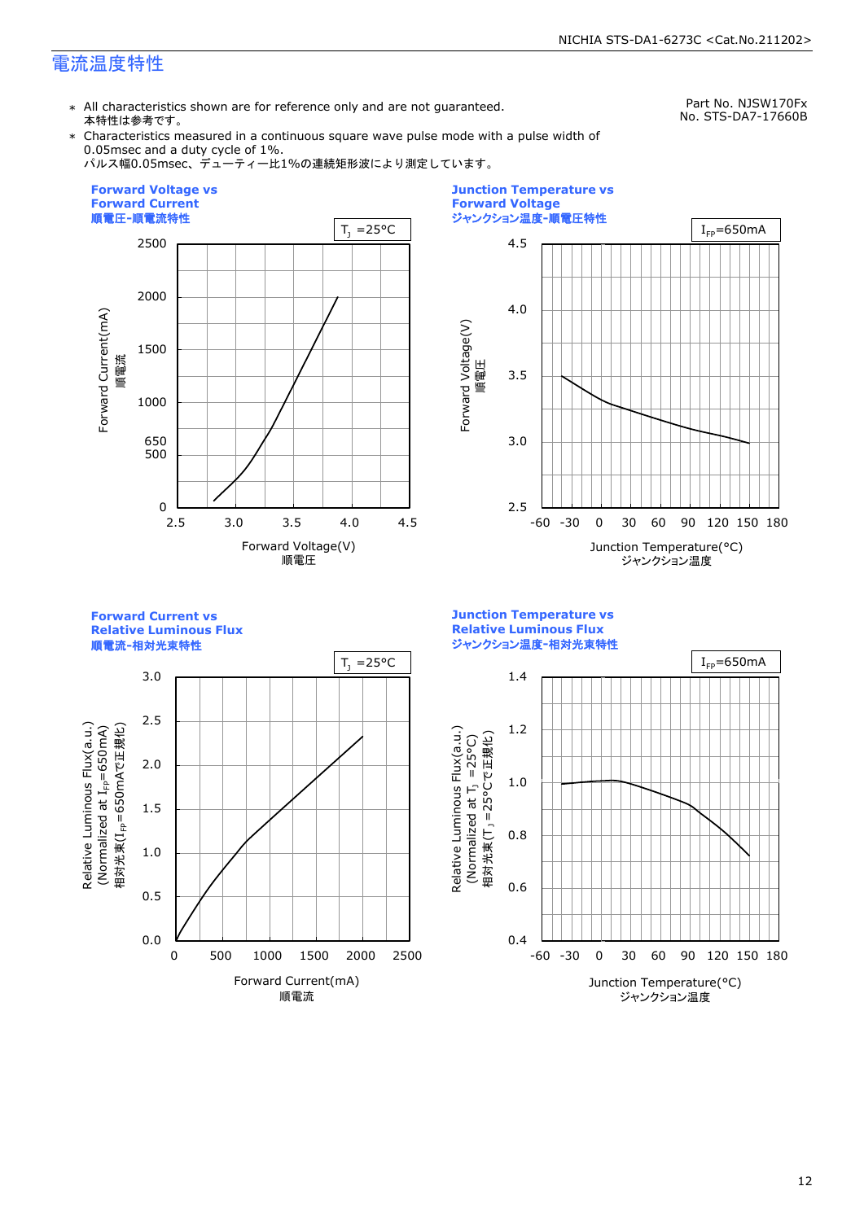## 電流温度特性

Part No. NJSW170Fx
No. STS-DA7-17660B

- \* All characteristics shown are for reference only and are not guaranteed.
  本特性は参考です。
- \* Characteristics measured in a continuous square wave pulse mode with a pulse width of 0.05msec and a duty cycle of 1%.
  パルス幅0.05msec、デューティー比1%の連続矩形波により測定しています。

**Forward Voltage vs Forward Current**
**順電圧-順電流特性**

$T_J$ =25°C

Forward Current(mA) 順電流
Forward Voltage(V) 順電压

**Junction Temperature vs Forward Voltage**
**ジャンクション温度-順電圧特性**

$I_{FP}$=650mA

Forward Voltage(V) 順電圧
Junction Temperature(°C) ジャンクション温度

**Forward Current vs Relative Luminous Flux**
**順電流-相対光束特性**

$T_J$ =25°C

Relative Luminous Flux(a.u.) (Normalized at $I_{FP}$=650mA) 相対光束($I_{FP}$=650mAで正規化)
Forward Current(mA) 順電流

**Junction Temperature vs Relative Luminous Flux**
**ジャンクション温度-相対光束特性**

$I_{FP}$=650mA

Relative Luminous Flux(a.u.) (Normalized at $T_J$ =25°C) 相対光束($T_J$ =25°Cで正規化)
Junction Temperature(°C) ジャンクション温度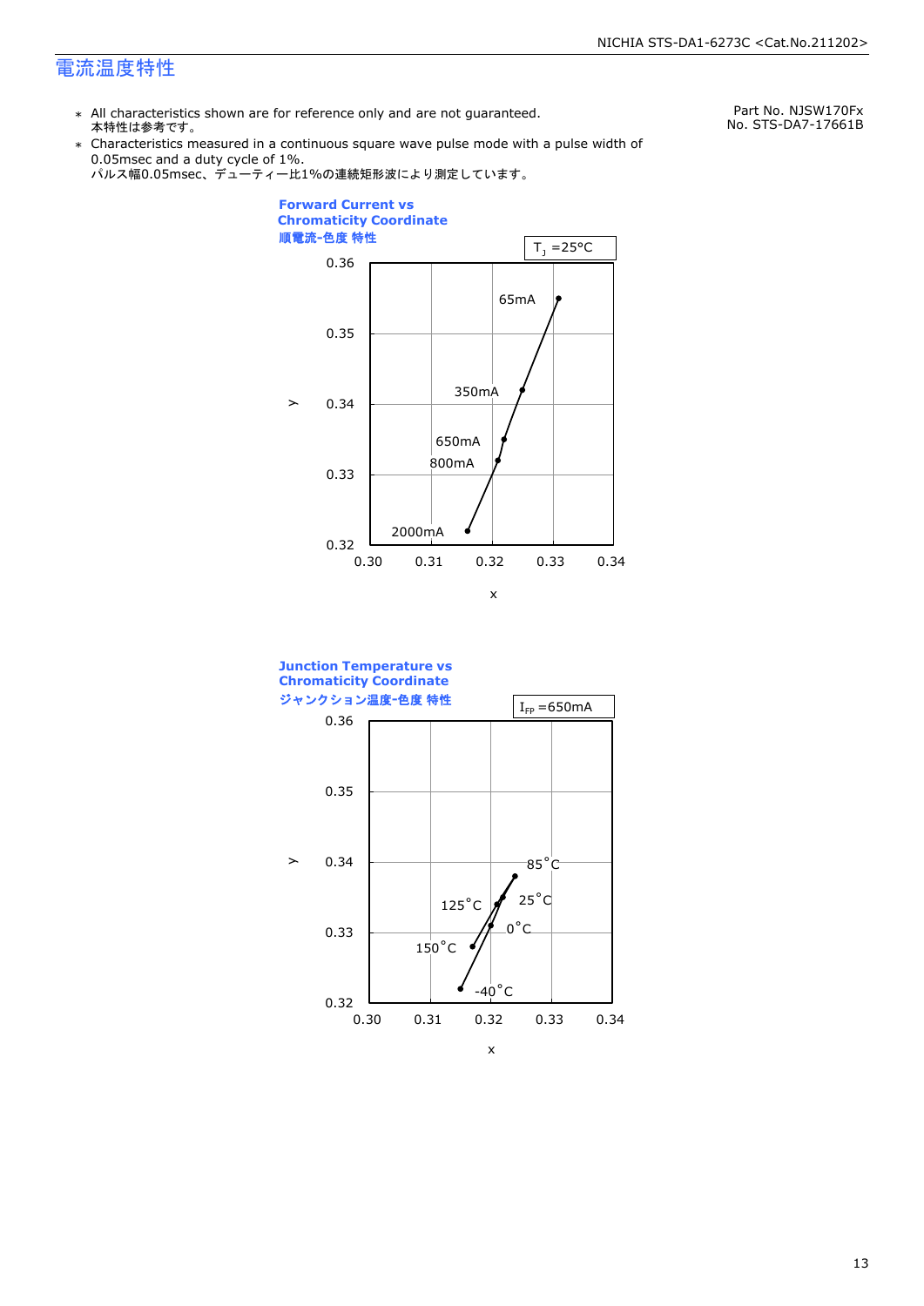# 電流温度特性

Part No. NJSW170Fx
No. STS-DA7-17661B

- All characteristics shown are for reference only and are not guaranteed.
本特性は参考です。
- Characteristics measured in a continuous square wave pulse mode with a pulse width of 0.05msec and a duty cycle of 1%.
パルス幅0.05msec、デューティー比1%の連続矩形波により測定しています。

**Forward Current vs Chromaticity Coordinate**
**順電流-色度 特性**

$T_J$ =25°C

y: 0.32 – 0.36; x: 0.30 – 0.34

Points: 65mA, 350mA, 650mA, 800mA, 2000mA

**Junction Temperature vs Chromaticity Coordinate**
**ジャンクション温度-色度 特性**

$I_{FP}$ =650mA

y: 0.32 – 0.36; x: 0.30 – 0.34

Points: 85°C, 25°C, 0°C, -40°C, 125°C, 150°C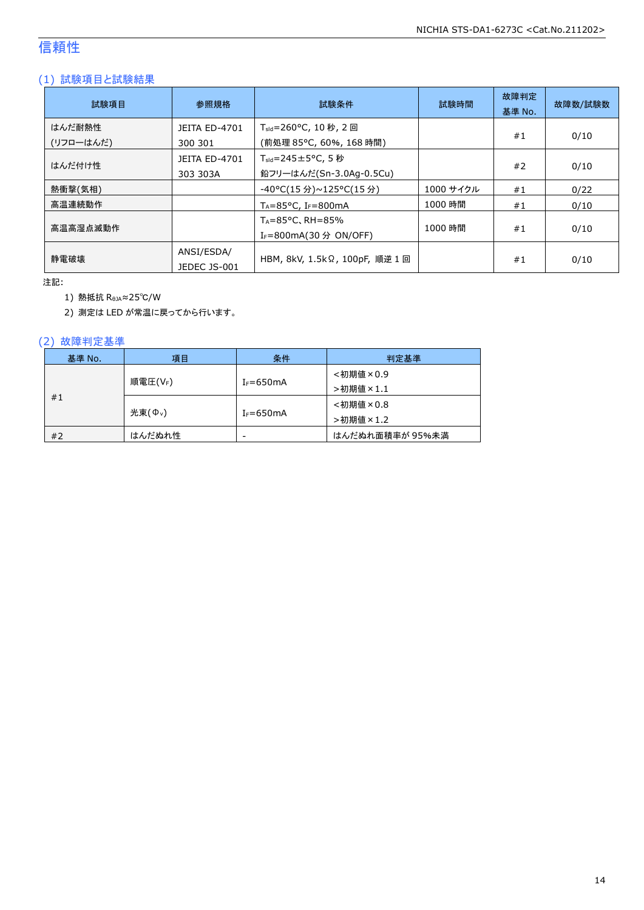## 信頼性

### (1) 試験項目と試験結果

| 試験項目 | 参照規格 | 試験条件 | 試験時間 | 故障判定基準 No. | 故障数/試験数 |
|---|---|---|---|---|---|
| はんだ耐熱性<br>(リフローはんだ) | JEITA ED-4701<br>300 301 | $T_{sld}$=260°C, 10 秒, 2 回<br>(前処理 85°C, 60%, 168 時間) | | #1 | 0/10 |
| はんだ付け性 | JEITA ED-4701<br>303 303A | $T_{sld}$=245±5°C, 5 秒<br>鉛フリーはんだ(Sn-3.0Ag-0.5Cu) | | #2 | 0/10 |
| 熱衝撃(気相) | | -40°C(15 分)~125°C(15 分) | 1000 サイクル | #1 | 0/22 |
| 高温連続動作 | | $T_A$=85°C, $I_F$=800mA | 1000 時間 | #1 | 0/10 |
| 高温高湿点滅動作 | | $T_A$=85°C、RH=85%<br>$I_F$=800mA(30 分 ON/OFF) | 1000 時間 | #1 | 0/10 |
| 静電破壊 | ANSI/ESDA/<br>JEDEC JS-001 | HBM, 8kV, 1.5kΩ, 100pF, 順逆 1 回 | | #1 | 0/10 |

注記:
1) 熱抵抗 $R_{θJA}$≈25℃/W
2) 測定は LED が常温に戻ってから行います。

### (2) 故障判定基準

| 基準 No. | 項目 | 条件 | 判定基準 |
|---|---|---|---|
| #1 | 順電圧($V_F$) | $I_F$=650mA | <初期値×0.9<br>>初期値×1.1 |
| | 光束($Φ_v$) | $I_F$=650mA | <初期値×0.8<br>>初期値×1.2 |
| #2 | はんだぬれ性 | - | はんだぬれ面積率が 95%未満 |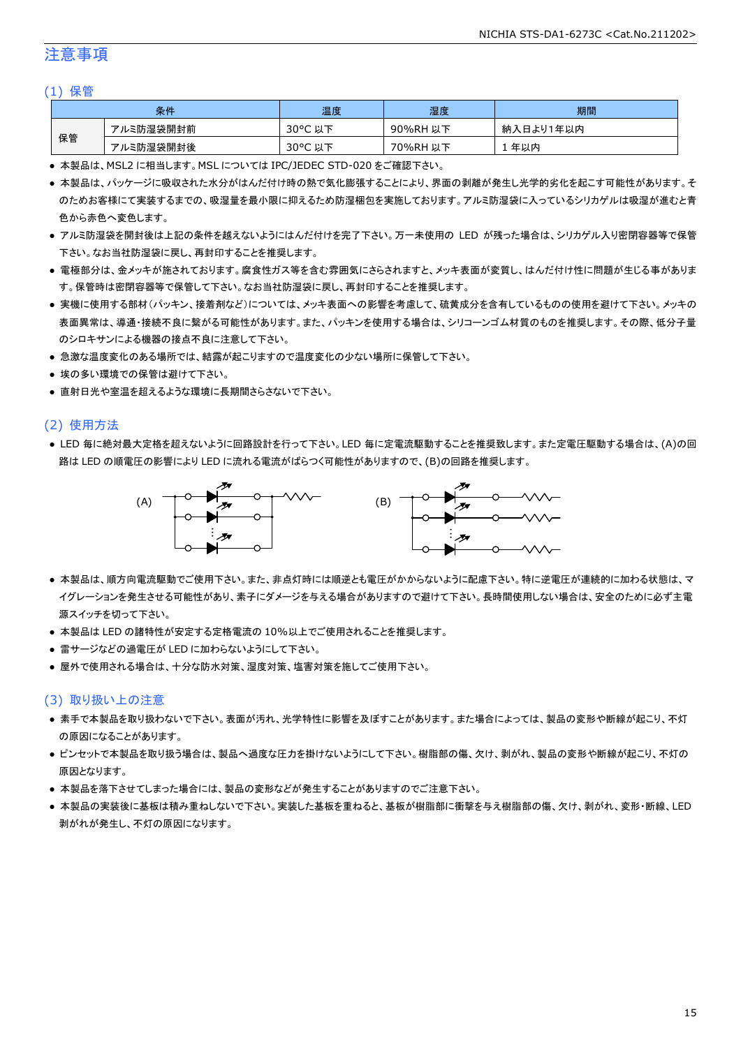# 注意事項

## (1) 保管

| 条件 | | 温度 | 湿度 | 期間 |
|---|---|---|---|---|
| 保管 | アルミ防湿袋開封前 | 30°C 以下 | 90%RH 以下 | 納入日より1年以内 |
| | アルミ防湿袋開封後 | 30°C 以下 | 70%RH 以下 | 1 年以内 |

- 本製品は、MSL2 に相当します。MSL については IPC/JEDEC STD-020 をご確認下さい。
- 本製品は、パッケージに吸収された水分がはんだ付け時の熱で気化膨張することにより、界面の剥離が発生し光学的劣化を起こす可能性があります。そのためお客様にて実装するまでの、吸湿量を最小限に抑えるため防湿梱包を実施しております。アルミ防湿袋に入っているシリカゲルは吸湿が進むと青色から赤色へ変色します。
- アルミ防湿袋を開封後は上記の条件を越えないようにはんだ付けを完了下さい。万一未使用の LED が残った場合は、シリカゲル入り密閉容器等で保管下さい。なお当社防湿袋に戻し、再封印することを推奨します。
- 電極部分は、金メッキが施されております。腐食性ガス等を含む雰囲気にさらされますと、メッキ表面が変質し、はんだ付け性に問題が生じる事があります。保管時は密閉容器等で保管して下さい。なお当社防湿袋に戻し、再封印することを推奨します。
- 実機に使用する部材(パッキン、接着剤など)については、メッキ表面への影響を考慮して、硫黄成分を含有しているものの使用を避けて下さい。メッキの表面異常は、導通・接続不良に繋がる可能性があります。また、パッキンを使用する場合は、シリコーンゴム材質のものを推奨します。その際、低分子量のシロキサンによる機器の接点不良に注意して下さい。
- 急激な温度変化のある場所では、結露が起こりますので温度変化の少ない場所に保管して下さい。
- 埃の多い環境での保管は避けて下さい。
- 直射日光や室温を超えるような環境に長期間さらさないで下さい。

## (2) 使用方法

- LED 毎に絶対最大定格を超えないように回路設計を行って下さい。LED 毎に定電流駆動することを推奨致します。また定電圧駆動する場合は、(A)の回路は LED の順電圧の影響により LED に流れる電流がばらつく可能性がありますので、(B)の回路を推奨します。

(A)　　　　　　　　　　(B)

- 本製品は、順方向電流駆動でご使用下さい。また、非点灯時には順逆とも電圧がかからないように配慮下さい。特に逆電圧が連続的に加わる状態は、マイグレーションを発生させる可能性があり、素子にダメージを与える場合がありますので避けて下さい。長時間使用しない場合は、安全のために必ず主電源スイッチを切って下さい。
- 本製品は LED の諸特性が安定する定格電流の 10%以上でご使用されることを推奨します。
- 雷サージなどの過電圧が LED に加わらないようにして下さい。
- 屋外で使用される場合は、十分な防水対策、湿度対策、塩害対策を施してご使用下さい。

## (3) 取り扱い上の注意

- 素手で本製品を取り扱わないで下さい。表面が汚れ、光学特性に影響を及ぼすことがあります。また場合によっては、製品の変形や断線が起こり、不灯の原因になることがあります。
- ピンセットで本製品を取り扱う場合は、製品へ過度な圧力を掛けないようにして下さい。樹脂部の傷、欠け、剥がれ、製品の変形や断線が起こり、不灯の原因となります。
- 本製品を落下させてしまった場合には、製品の変形などが発生することがありますのでご注意下さい。
- 本製品の実装後に基板は積み重ねしないで下さい。実装した基板を重ねると、基板が樹脂部に衝撃を与え樹脂部の傷、欠け、剥がれ、変形・断線、LED 剥がれが発生し、不灯の原因になります。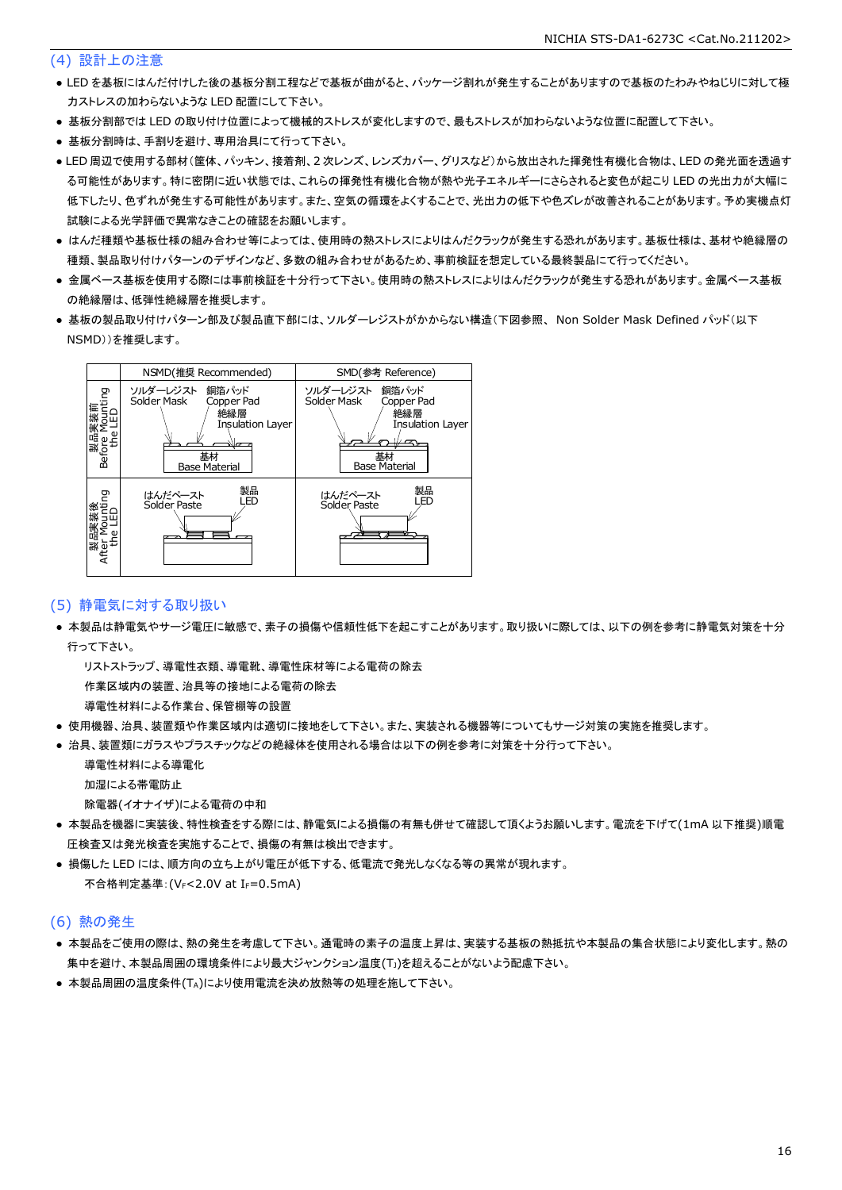## (4) 設計上の注意

- LED を基板にはんだ付けした後の基板分割工程などで基板が曲がると、パッケージ割れが発生することがありますので基板のたわみやねじりに対して極力ストレスの加わらないような LED 配置にして下さい。
- 基板分割部では LED の取り付け位置によって機械的ストレスが変化しますので、最もストレスが加わらないような位置に配置して下さい。
- 基板分割時は、手割りを避け、専用治具にて行って下さい。
- LED 周辺で使用する部材（筐体、パッキン、接着剤、2 次レンズ、レンズカバー、グリスなど）から放出された揮発性有機化合物は、LED の発光面を透過する可能性があります。特に密閉に近い状態では、これらの揮発性有機化合物が熱や光子エネルギーにさらされると変色が起こり LED の光出力が大幅に低下したり、色ずれが発生する可能性があります。また、空気の循環をよくすることで、光出力の低下や色ズレが改善されることがあります。予め実機点灯試験による光学評価で異常なきことの確認をお願いします。
- はんだ種類や基板仕様の組み合わせ等によっては、使用時の熱ストレスによりはんだクラックが発生する恐れがあります。基板仕様は、基材や絶縁層の種類、製品取り付けパターンのデザインなど、多数の組み合わせがあるため、事前検証を想定している最終製品にて行ってください。
- 金属ベース基板を使用する際には事前検証を十分行って下さい。使用時の熱ストレスによりはんだクラックが発生する恐れがあります。金属ベース基板の絶縁層は、低弾性絶縁層を推奨します。
- 基板の製品取り付けパターン部及び製品直下部には、ソルダーレジストがかからない構造（下図参照、 Non Solder Mask Defined パッド（以下 NSMD））を推奨します。

| | NSMD(推奨 Recommended) | SMD(参考 Reference) |
|---|---|---|
| 製品実装前 Before Mounting the LED | ソルダーレジスト Solder Mask / 銅箔パッド Copper Pad / 絶縁層 Insulation Layer / 基材 Base Material | ソルダーレジスト Solder Mask / 銅箔パッド Copper Pad / 絶縁層 Insulation Layer / 基材 Base Material |
| 製品実装後 After Mounting the LED | はんだペースト Solder Paste / 製品 LED | はんだペースト Solder Paste / 製品 LED |

## (5) 静電気に対する取り扱い

- 本製品は静電気やサージ電圧に敏感で、素子の損傷や信頼性低下を起こすことがあります。取り扱いに際しては、以下の例を参考に静電気対策を十分行って下さい。

  リストストラップ、導電性衣類、導電靴、導電性床材等による電荷の除去

  作業区域内の装置、治具等の接地による電荷の除去

  導電性材料による作業台、保管棚等の設置
- 使用機器、治具、装置類や作業区域内は適切に接地をして下さい。また、実装される機器等についてもサージ対策の実施を推奨します。
- 治具、装置類にガラスやプラスチックなどの絶縁体を使用される場合は以下の例を参考に対策を十分行って下さい。

  導電性材料による導電化

  加湿による帯電防止

  除電器(イオナイザ)による電荷の中和
- 本製品を機器に実装後、特性検査をする際には、静電気による損傷の有無も併せて確認して頂くようお願いします。電流を下げて(1mA 以下推奨)順電圧検査又は発光検査を実施することで、損傷の有無は検出できます。
- 損傷した LED には、順方向の立ち上がり電圧が低下する、低電流で発光しなくなる等の異常が現れます。

  不合格判定基準：($V_F$<2.0V at $I_F$=0.5mA)

## (6) 熱の発生

- 本製品をご使用の際は、熱の発生を考慮して下さい。通電時の素子の温度上昇は、実装する基板の熱抵抗や本製品の集合状態により変化します。熱の集中を避け、本製品周囲の環境条件により最大ジャンクション温度($T_J$)を超えることがないよう配慮下さい。
- 本製品周囲の温度条件($T_A$)により使用電流を決め放熱等の処理を施して下さい。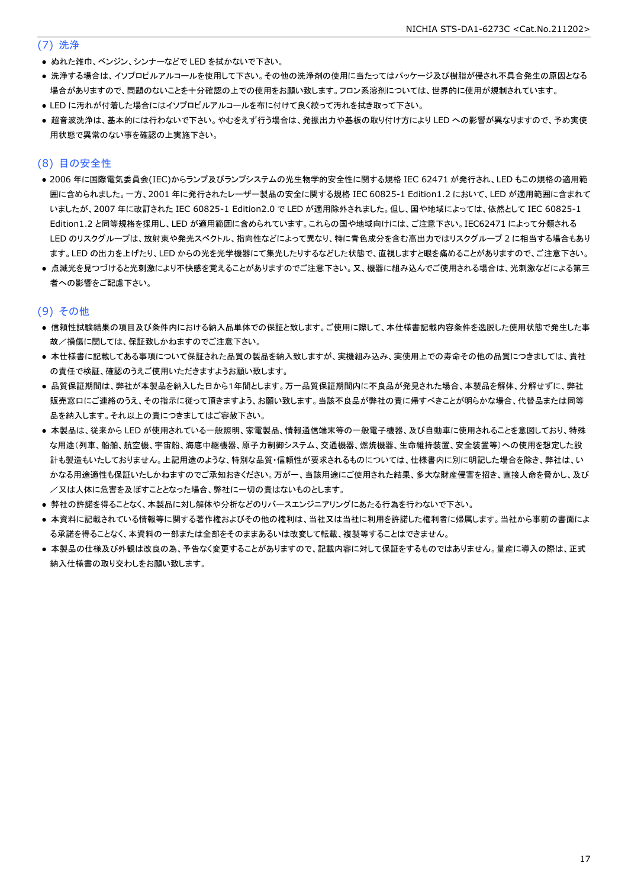### (7) 洗浄

- ぬれた雑巾、ベンジン、シンナーなどで LED を拭かないで下さい。
- 洗浄する場合は、イソプロピルアルコールを使用して下さい。その他の洗浄剤の使用に当たってはパッケージ及び樹脂が侵され不具合発生の原因となる場合がありますので、問題のないことを十分確認の上での使用をお願い致します。フロン系溶剤については、世界的に使用が規制されています。
- LED に汚れが付着した場合にはイソプロピルアルコールを布に付けて良く絞って汚れを拭き取って下さい。
- 超音波洗浄は、基本的には行わないで下さい。やむをえず行う場合は、発振出力や基板の取り付け方により LED への影響が異なりますので、予め実使用状態で異常のない事を確認の上実施下さい。

### (8) 目の安全性

- 2006 年に国際電気委員会(IEC)からランプ及びランプシステムの光生物学的安全性に関する規格 IEC 62471 が発行され、LED もこの規格の適用範囲に含められました。一方、2001 年に発行されたレーザー製品の安全に関する規格 IEC 60825-1 Edition1.2 において、LED が適用範囲に含まれていましたが、2007 年に改訂された IEC 60825-1 Edition2.0 で LED が適用除外されました。但し、国や地域によっては、依然として IEC 60825-1 Edition1.2 と同等規格を採用し、LED が適用範囲に含められています。これらの国や地域向けには、ご注意下さい。IEC62471 によって分類される LED のリスクグループは、放射束や発光スペクトル、指向性などによって異なり、特に青色成分を含む高出力ではリスクグループ 2 に相当する場合もあります。LED の出力を上げたり、LED からの光を光学機器にて集光したりするなどした状態で、直視しますと眼を痛めることがありますので、ご注意下さい。
- 点滅光を見つづけると光刺激により不快感を覚えることがありますのでご注意下さい。又、機器に組み込んでご使用される場合は、光刺激などによる第三者への影響をご配慮下さい。

### (9) その他

- 信頼性試験結果の項目及び条件内における納入品単体での保証と致します。ご使用に際して、本仕様書記載内容条件を逸脱した使用状態で発生した事故／損傷に関しては、保証致しかねますのでご注意下さい。
- 本仕様書に記載してある事項について保証された品質の製品を納入致しますが、実機組み込み、実使用上での寿命その他の品質につきましては、貴社の責任で検証、確認のうえご使用いただきますようお願い致します。
- 品質保証期間は、弊社が本製品を納入した日から1年間とします。万一品質保証期間内に不良品が発見された場合、本製品を解体、分解せずに、弊社販売窓口にご連絡のうえ、その指示に従って頂きますよう、お願い致します。当該不良品が弊社の責に帰すべきことが明らかな場合、代替品または同等品を納入します。それ以上の責につきましてはご容赦下さい。
- 本製品は、従来から LED が使用されている一般照明、家電製品、情報通信端末等の一般電子機器、及び自動車に使用されることを意図しており、特殊な用途（列車、船舶、航空機、宇宙船、海底中継機器、原子力制御システム、交通機器、燃焼機器、生命維持装置、安全装置等）への使用を想定した設計も製造もいたしておりません。上記用途のような、特別な品質･信頼性が要求されるものについては、仕様書内に別に明記した場合を除き、弊社は、いかなる用途適性も保証いたしかねますのでご承知おきください。万が一、当該用途にご使用された結果、多大な財産侵害を招き、直接人命を脅かし、及び／又は人体に危害を及ぼすこととなった場合、弊社に一切の責はないものとします。
- 弊社の許諾を得ることなく、本製品に対し解体や分析などのリバースエンジニアリングにあたる行為を行わないで下さい。
- 本資料に記載されている情報等に関する著作権およびその他の権利は、当社又は当社に利用を許諾した権利者に帰属します。当社から事前の書面による承諾を得ることなく、本資料の一部または全部をそのままあるいは改変して転載、複製等することはできません。
- 本製品の仕様及び外観は改良の為、予告なく変更することがありますので、記載内容に対して保証をするものではありません。量産に導入の際は、正式納入仕様書の取り交わしをお願い致します。